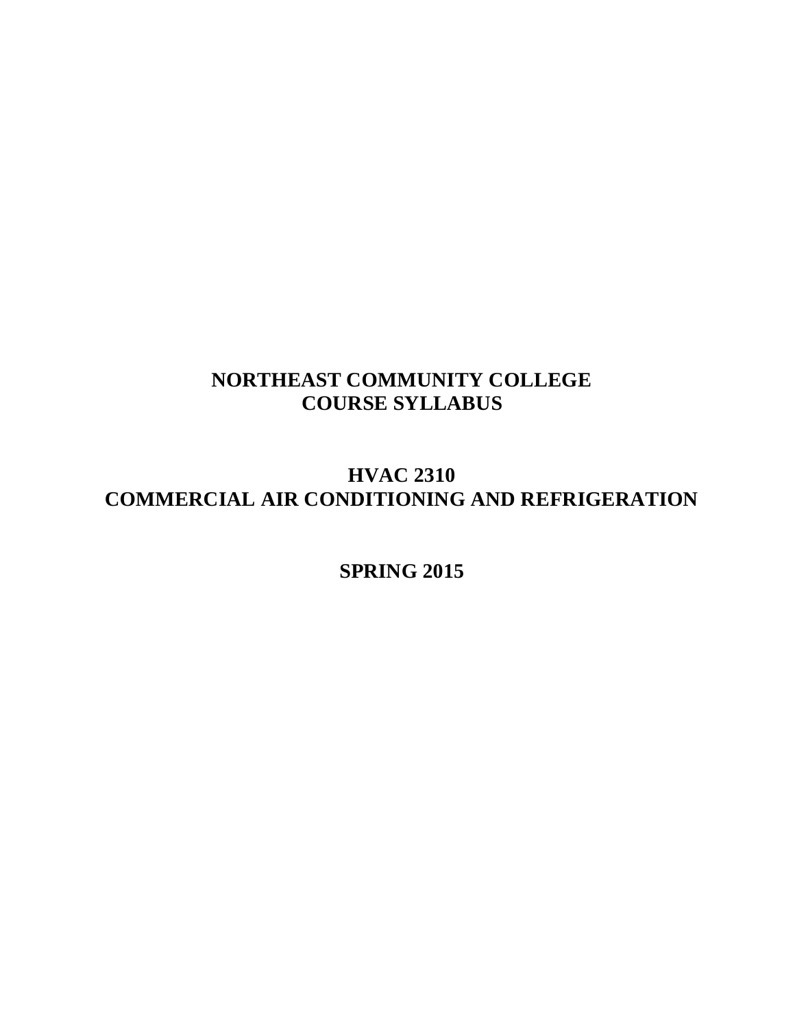# NORTHEAST COMMUNITY COLLEGE
# COURSE SYLLABUS

## HVAC 2310
## COMMERCIAL AIR CONDITIONING AND REFRIGERATION

## SPRING 2015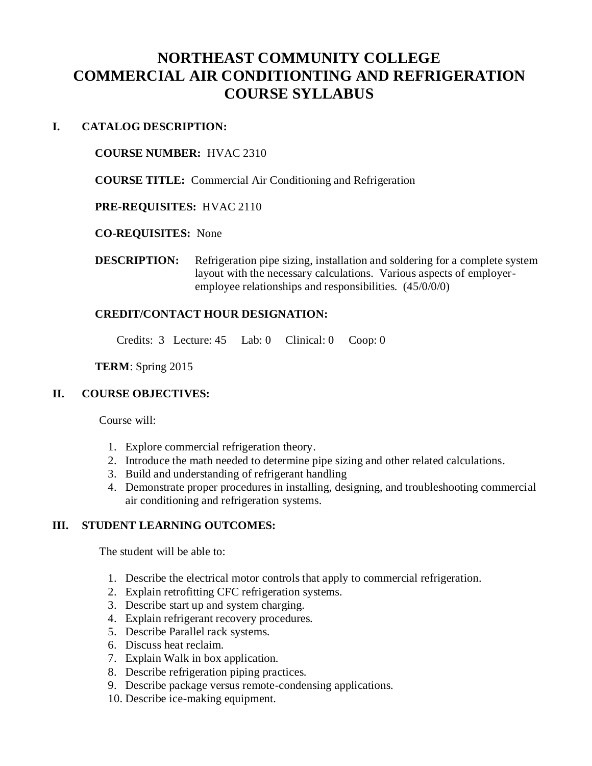# NORTHEAST COMMUNITY COLLEGE
# COMMERCIAL AIR CONDITIONTING AND REFRIGERATION
# COURSE SYLLABUS

## I. CATALOG DESCRIPTION:

**COURSE NUMBER:** HVAC 2310

**COURSE TITLE:** Commercial Air Conditioning and Refrigeration

**PRE-REQUISITES:** HVAC 2110

**CO-REQUISITES:** None

**DESCRIPTION:** Refrigeration pipe sizing, installation and soldering for a complete system layout with the necessary calculations. Various aspects of employer-employee relationships and responsibilities. (45/0/0/0)

**CREDIT/CONTACT HOUR DESIGNATION:**

Credits: 3 Lecture: 45 Lab: 0 Clinical: 0 Coop: 0

**TERM**: Spring 2015

## II. COURSE OBJECTIVES:

Course will:

1. Explore commercial refrigeration theory.
2. Introduce the math needed to determine pipe sizing and other related calculations.
3. Build and understanding of refrigerant handling
4. Demonstrate proper procedures in installing, designing, and troubleshooting commercial air conditioning and refrigeration systems.

## III. STUDENT LEARNING OUTCOMES:

The student will be able to:

1. Describe the electrical motor controls that apply to commercial refrigeration.
2. Explain retrofitting CFC refrigeration systems.
3. Describe start up and system charging.
4. Explain refrigerant recovery procedures.
5. Describe Parallel rack systems.
6. Discuss heat reclaim.
7. Explain Walk in box application.
8. Describe refrigeration piping practices.
9. Describe package versus remote-condensing applications.
10. Describe ice-making equipment.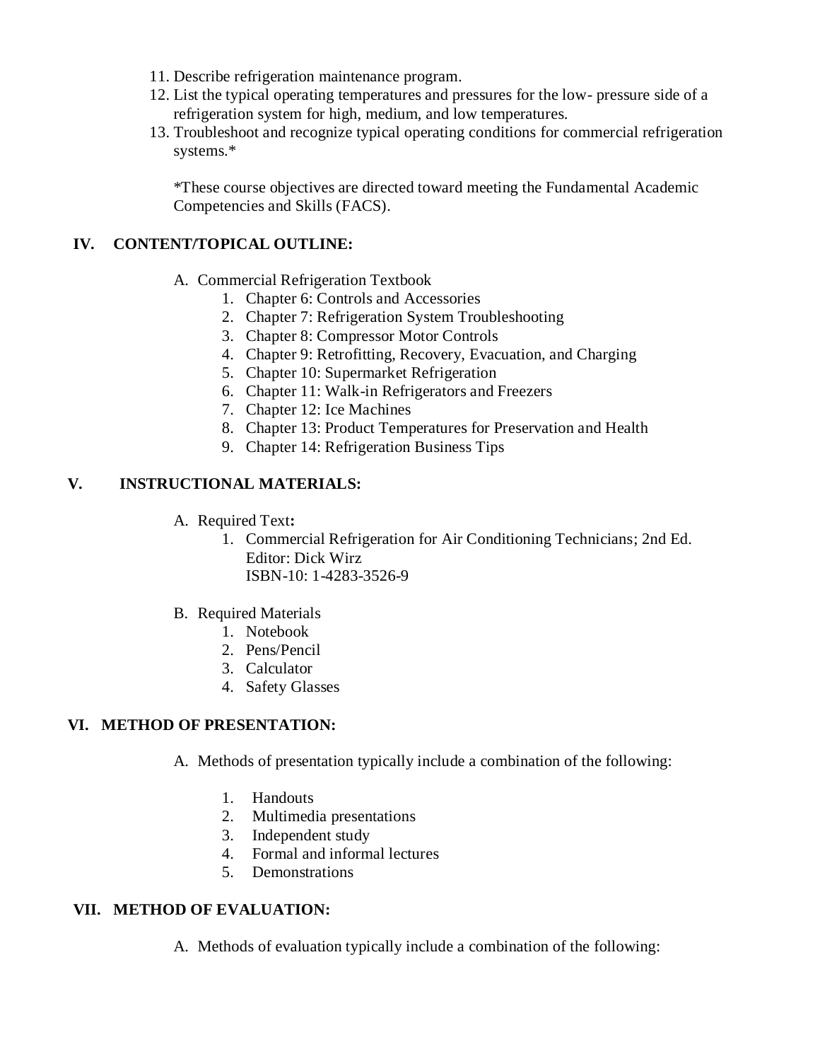11. Describe refrigeration maintenance program.
12. List the typical operating temperatures and pressures for the low- pressure side of a refrigeration system for high, medium, and low temperatures.
13. Troubleshoot and recognize typical operating conditions for commercial refrigeration systems.*

    *These course objectives are directed toward meeting the Fundamental Academic Competencies and Skills (FACS).

## IV. CONTENT/TOPICAL OUTLINE:

A. Commercial Refrigeration Textbook
   1. Chapter 6: Controls and Accessories
   2. Chapter 7: Refrigeration System Troubleshooting
   3. Chapter 8: Compressor Motor Controls
   4. Chapter 9: Retrofitting, Recovery, Evacuation, and Charging
   5. Chapter 10: Supermarket Refrigeration
   6. Chapter 11: Walk-in Refrigerators and Freezers
   7. Chapter 12: Ice Machines
   8. Chapter 13: Product Temperatures for Preservation and Health
   9. Chapter 14: Refrigeration Business Tips

## V. INSTRUCTIONAL MATERIALS:

A. Required Text**:**
   1. Commercial Refrigeration for Air Conditioning Technicians; 2nd Ed.
      Editor: Dick Wirz
      ISBN-10: 1-4283-3526-9

B. Required Materials
   1. Notebook
   2. Pens/Pencil
   3. Calculator
   4. Safety Glasses

## VI. METHOD OF PRESENTATION:

A. Methods of presentation typically include a combination of the following:

   1. Handouts
   2. Multimedia presentations
   3. Independent study
   4. Formal and informal lectures
   5. Demonstrations

## VII. METHOD OF EVALUATION:

A. Methods of evaluation typically include a combination of the following: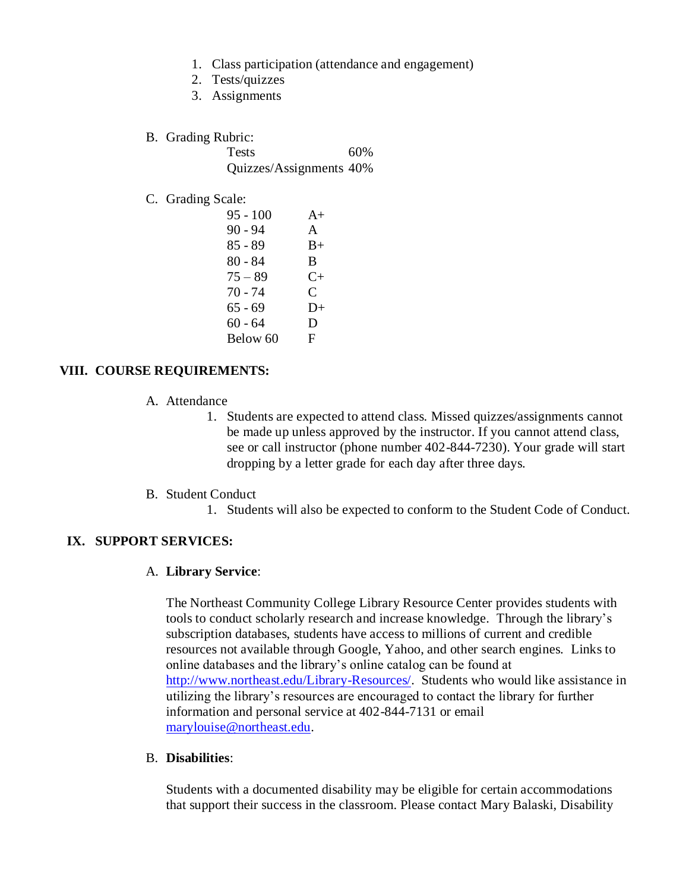1. Class participation (attendance and engagement)
2. Tests/quizzes
3. Assignments

B. Grading Rubric:

| | |
|---|---|
| Tests | 60% |
| Quizzes/Assignments | 40% |

C. Grading Scale:

| | |
|---|---|
| 95 - 100 | A+ |
| 90 - 94 | A |
| 85 - 89 | B+ |
| 80 - 84 | B |
| 75 – 89 | C+ |
| 70 - 74 | C |
| 65 - 69 | D+ |
| 60 - 64 | D |
| Below 60 | F |

## VIII. COURSE REQUIREMENTS:

A. Attendance

1. Students are expected to attend class. Missed quizzes/assignments cannot be made up unless approved by the instructor. If you cannot attend class, see or call instructor (phone number 402-844-7230). Your grade will start dropping by a letter grade for each day after three days.

B. Student Conduct

1. Students will also be expected to conform to the Student Code of Conduct.

## IX. SUPPORT SERVICES:

A. **Library Service**:

The Northeast Community College Library Resource Center provides students with tools to conduct scholarly research and increase knowledge. Through the library's subscription databases, students have access to millions of current and credible resources not available through Google, Yahoo, and other search engines. Links to online databases and the library's online catalog can be found at http://www.northeast.edu/Library-Resources/. Students who would like assistance in utilizing the library's resources are encouraged to contact the library for further information and personal service at 402-844-7131 or email marylouise@northeast.edu.

B. **Disabilities**:

Students with a documented disability may be eligible for certain accommodations that support their success in the classroom. Please contact Mary Balaski, Disability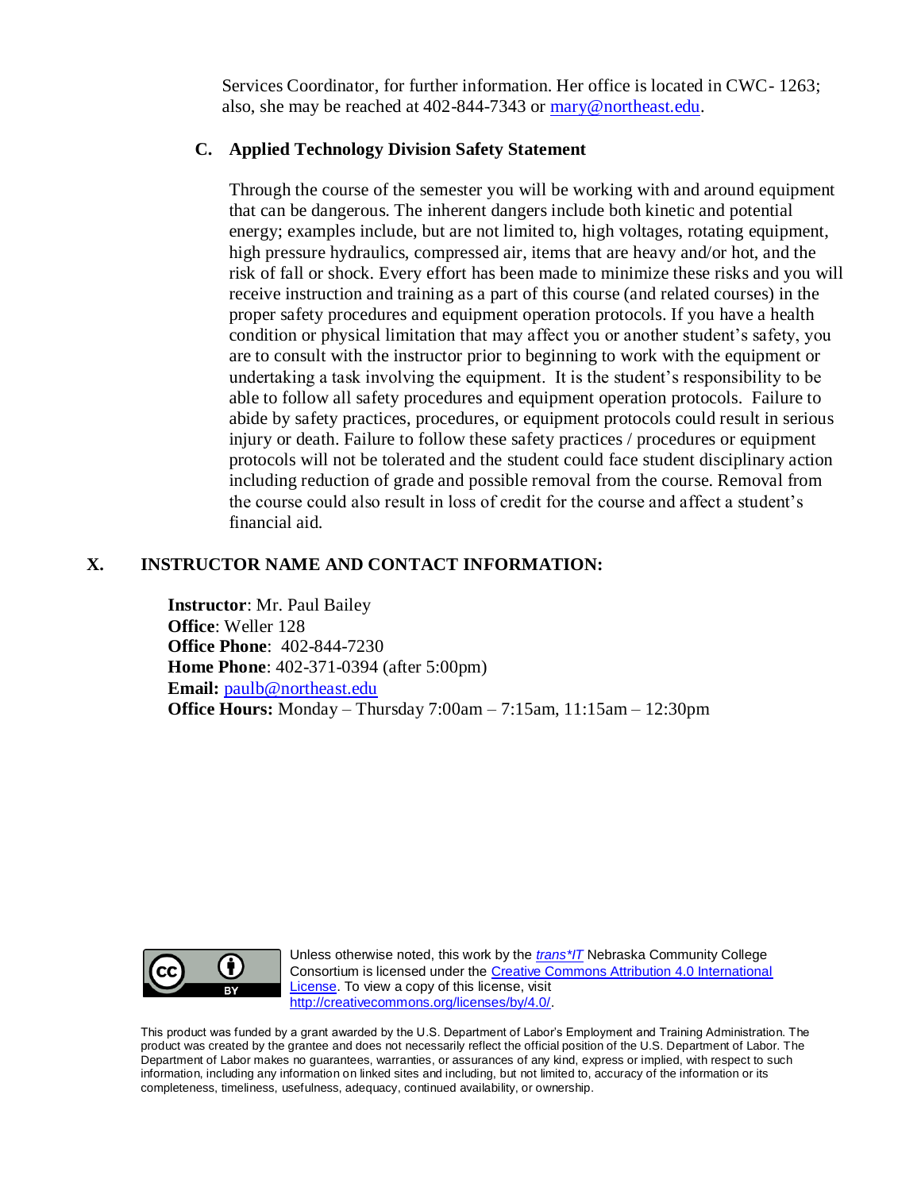Services Coordinator, for further information. Her office is located in CWC- 1263; also, she may be reached at 402-844-7343 or mary@northeast.edu.

### C. Applied Technology Division Safety Statement

Through the course of the semester you will be working with and around equipment that can be dangerous. The inherent dangers include both kinetic and potential energy; examples include, but are not limited to, high voltages, rotating equipment, high pressure hydraulics, compressed air, items that are heavy and/or hot, and the risk of fall or shock. Every effort has been made to minimize these risks and you will receive instruction and training as a part of this course (and related courses) in the proper safety procedures and equipment operation protocols. If you have a health condition or physical limitation that may affect you or another student's safety, you are to consult with the instructor prior to beginning to work with the equipment or undertaking a task involving the equipment. It is the student's responsibility to be able to follow all safety procedures and equipment operation protocols. Failure to abide by safety practices, procedures, or equipment protocols could result in serious injury or death. Failure to follow these safety practices / procedures or equipment protocols will not be tolerated and the student could face student disciplinary action including reduction of grade and possible removal from the course. Removal from the course could also result in loss of credit for the course and affect a student's financial aid.

## X. INSTRUCTOR NAME AND CONTACT INFORMATION:

**Instructor**: Mr. Paul Bailey  
**Office**: Weller 128  
**Office Phone**: 402-844-7230  
**Home Phone**: 402-371-0394 (after 5:00pm)  
**Email:** paulb@northeast.edu  
**Office Hours:** Monday – Thursday 7:00am – 7:15am, 11:15am – 12:30pm

Unless otherwise noted, this work by the *trans\*IT* Nebraska Community College Consortium is licensed under the Creative Commons Attribution 4.0 International License. To view a copy of this license, visit http://creativecommons.org/licenses/by/4.0/.

This product was funded by a grant awarded by the U.S. Department of Labor's Employment and Training Administration. The product was created by the grantee and does not necessarily reflect the official position of the U.S. Department of Labor. The Department of Labor makes no guarantees, warranties, or assurances of any kind, express or implied, with respect to such information, including any information on linked sites and including, but not limited to, accuracy of the information or its completeness, timeliness, usefulness, adequacy, continued availability, or ownership.